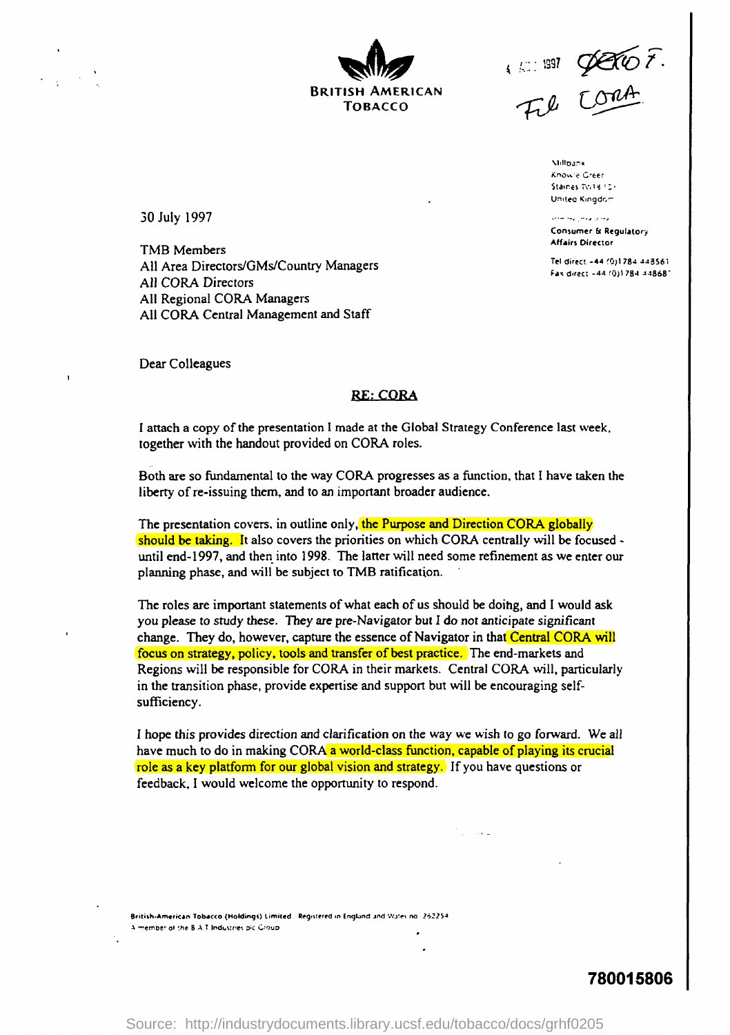**BRITISH AMERICAN TOBACCO**

4 ... 1997 ... F.
File CORA

Millbank
Knowle Green
Staines TW18 ...
United Kingdom

Consumer & Regulatory Affairs Director

Tel direct +44 (0)1784 448561
Fax direct +44 (0)1784 44868...

30 July 1997

TMB Members
All Area Directors/GMs/Country Managers
All CORA Directors
All Regional CORA Managers
All CORA Central Management and Staff

Dear Colleagues

**RE: CORA**

I attach a copy of the presentation I made at the Global Strategy Conference last week, together with the handout provided on CORA roles.

Both are so fundamental to the way CORA progresses as a function, that I have taken the liberty of re-issuing them, and to an important broader audience.

The presentation covers, in outline only, the Purpose and Direction CORA globally should be taking. It also covers the priorities on which CORA centrally will be focused - until end-1997, and then into 1998. The latter will need some refinement as we enter our planning phase, and will be subject to TMB ratification.

The roles are important statements of what each of us should be doing, and I would ask you please to study these. They are pre-Navigator but I do not anticipate significant change. They do, however, capture the essence of Navigator in that Central CORA will focus on strategy, policy, tools and transfer of best practice. The end-markets and Regions will be responsible for CORA in their markets. Central CORA will, particularly in the transition phase, provide expertise and support but will be encouraging self-sufficiency.

I hope this provides direction and clarification on the way we wish to go forward. We all have much to do in making CORA a world-class function, capable of playing its crucial role as a key platform for our global vision and strategy. If you have questions or feedback, I would welcome the opportunity to respond.

British-American Tobacco (Holdings) Limited Registered in England and Wales no 262254
A member of the B.A.T Industries plc Group

780015806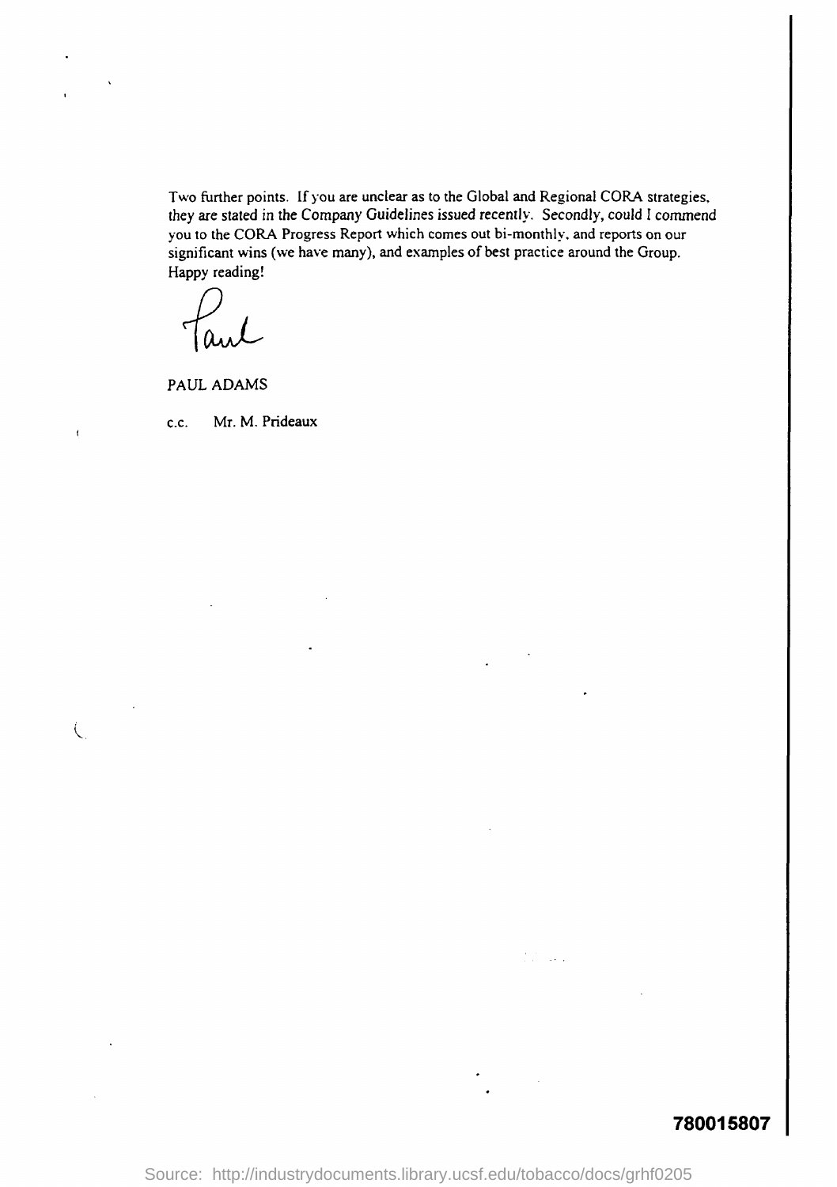Two further points. If you are unclear as to the Global and Regional CORA strategies, they are stated in the Company Guidelines issued recently. Secondly, could I commend you to the CORA Progress Report which comes out bi-monthly, and reports on our significant wins (we have many), and examples of best practice around the Group. Happy reading!

Paul

PAUL ADAMS

c.c. Mr. M. Prideaux

780015807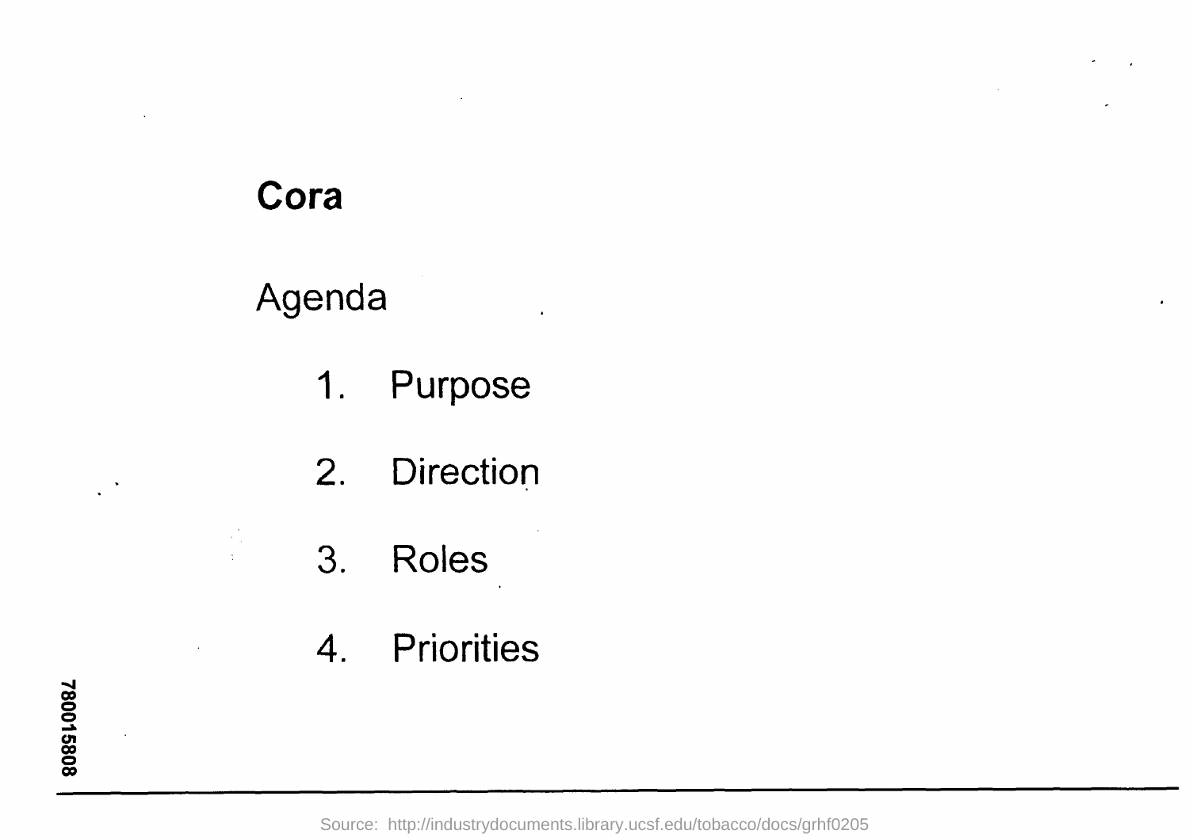# Cora

## Agenda

1. Purpose
2. Direction
3. Roles
4. Priorities

78001 5808

Source: http://industrydocuments.library.ucsf.edu/tobacco/docs/grhf0205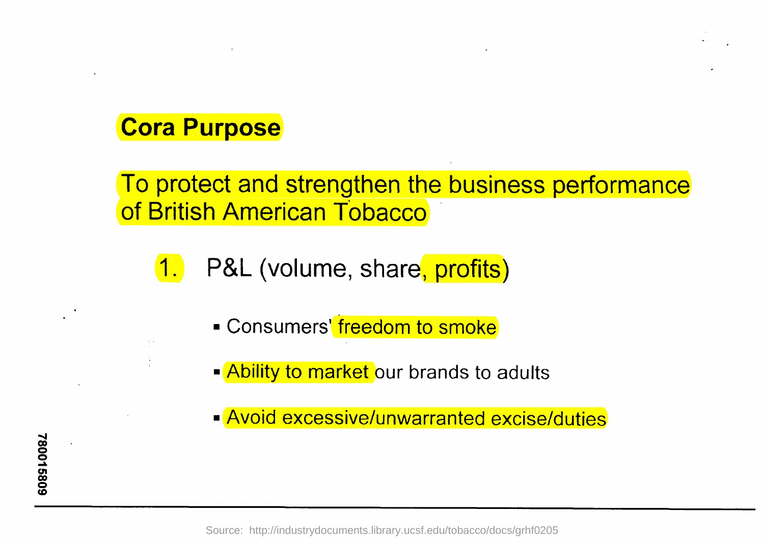## Cora Purpose

To protect and strengthen the business performance of British American Tobacco

1. P&L (volume, share, profits)
   - Consumers' freedom to smoke
   - Ability to market our brands to adults
   - Avoid excessive/unwarranted excise/duties

780015809

Source: http://industrydocuments.library.ucsf.edu/tobacco/docs/grhf0205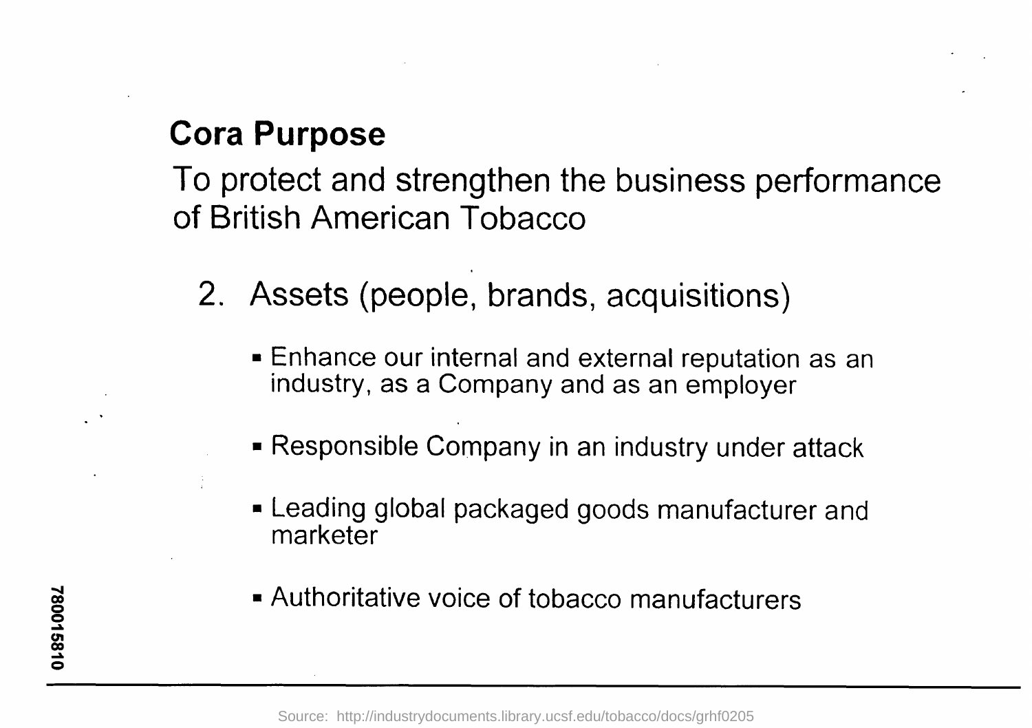## Cora Purpose

To protect and strengthen the business performance of British American Tobacco

2. Assets (people, brands, acquisitions)

- Enhance our internal and external reputation as an industry, as a Company and as an employer
- Responsible Company in an industry under attack
- Leading global packaged goods manufacturer and marketer
- Authoritative voice of tobacco manufacturers

780015810

Source: http://industrydocuments.library.ucsf.edu/tobacco/docs/grhf0205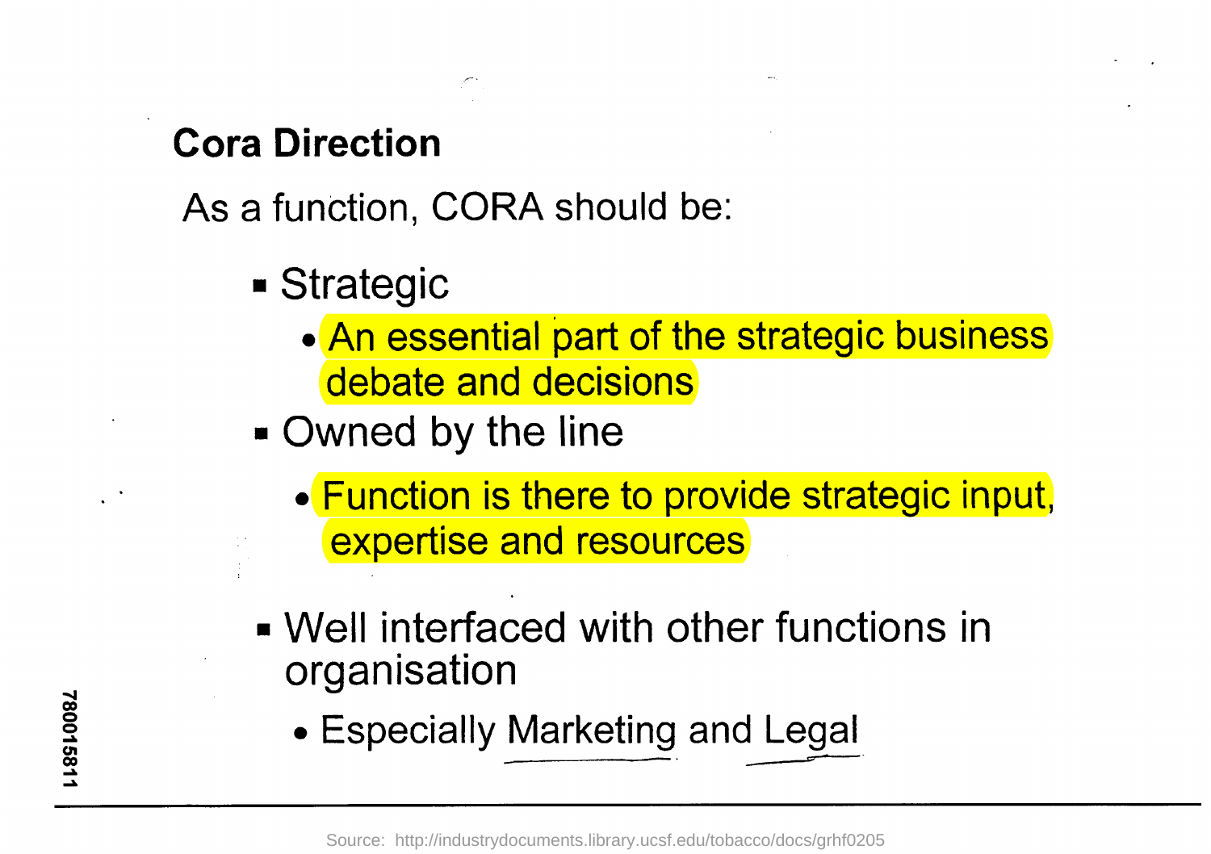## Cora Direction

As a function, CORA should be:

- Strategic
  - An essential part of the strategic business debate and decisions
- Owned by the line
  - Function is there to provide strategic input, expertise and resources
- Well interfaced with other functions in organisation
  - Especially Marketing and Legal

780015811

Source: http://industrydocuments.library.ucsf.edu/tobacco/docs/grhf0205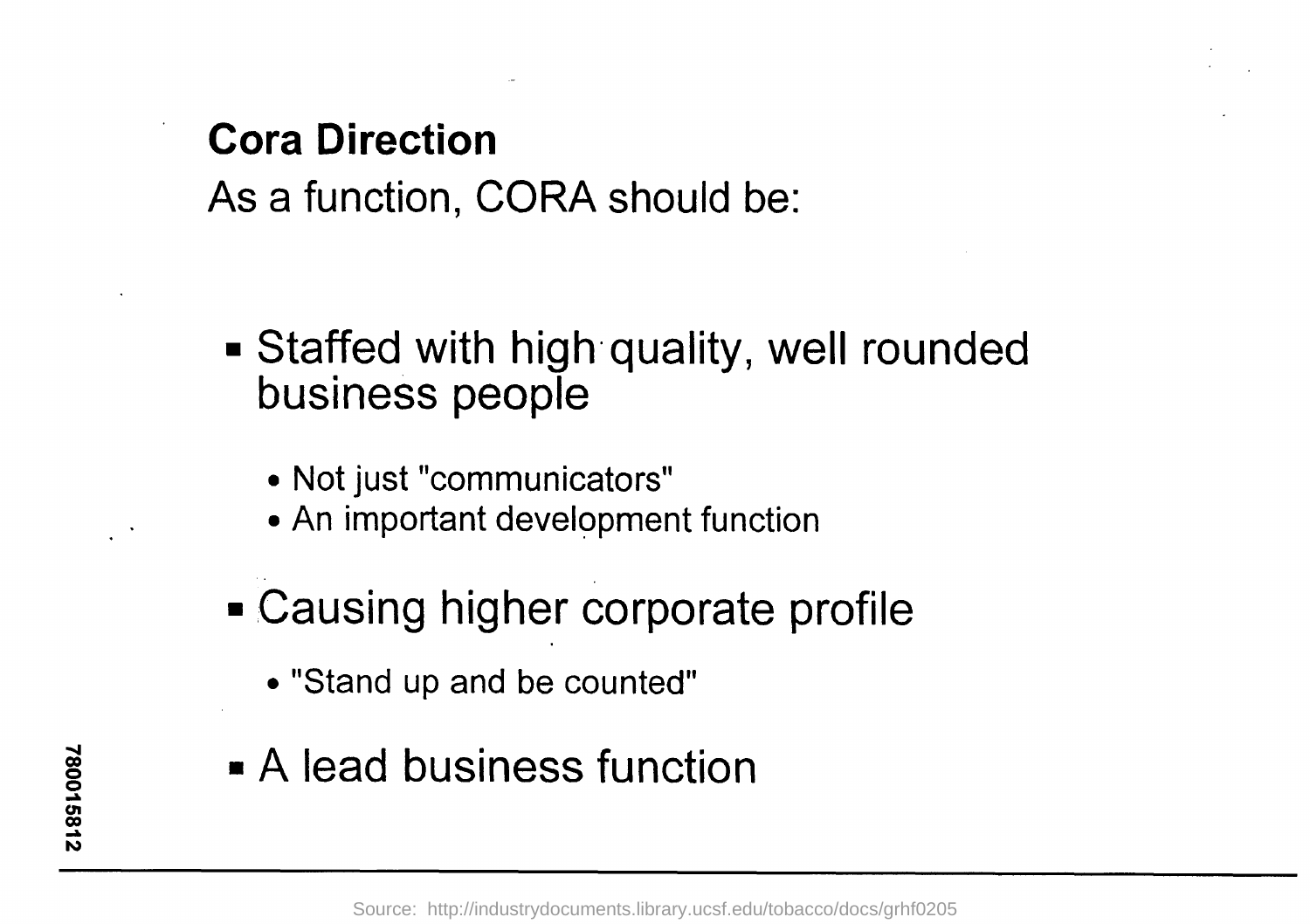## Cora Direction

As a function, CORA should be:

- Staffed with high quality, well rounded business people
  - Not just "communicators"
  - An important development function
- Causing higher corporate profile
  - "Stand up and be counted"
- A lead business function

78001​5812

Source: http://industrydocuments.library.ucsf.edu/tobacco/docs/grhf0205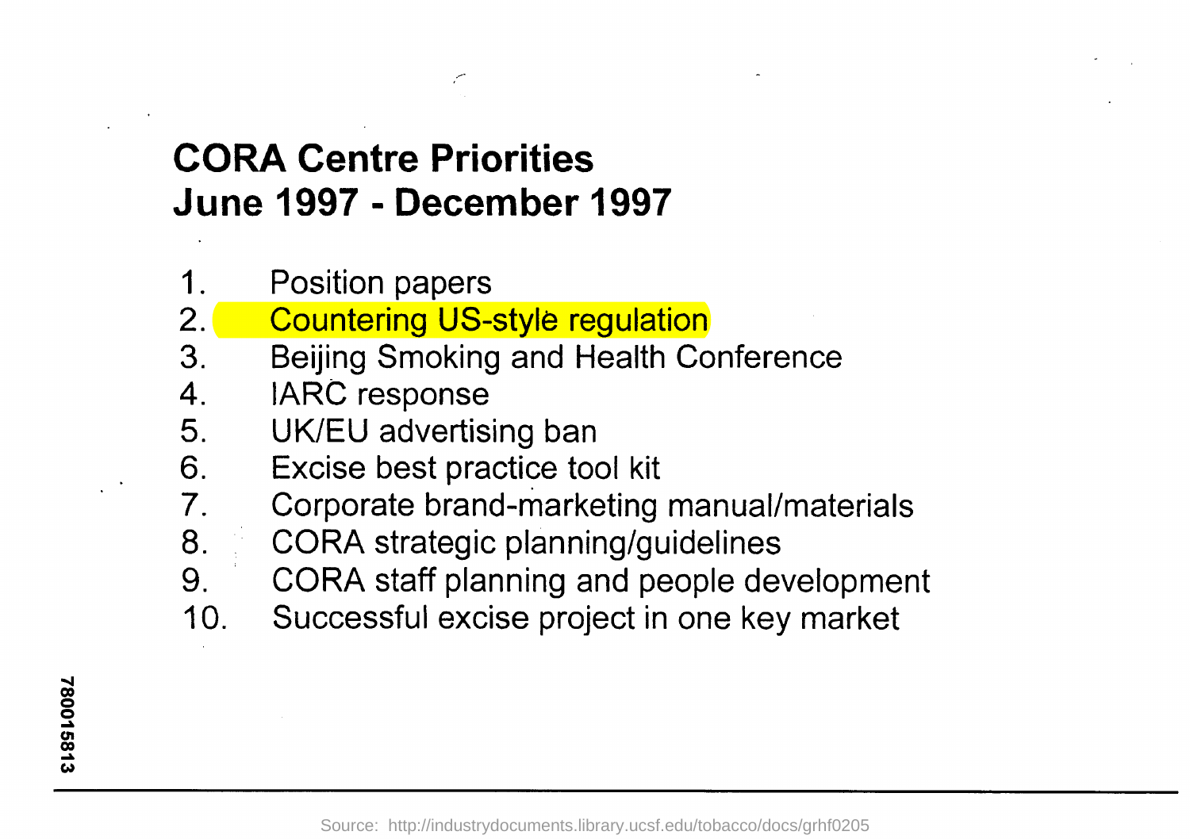# CORA Centre Priorities
# June 1997 - December 1997

1. Position papers
2. Countering US-style regulation
3. Beijing Smoking and Health Conference
4. IARC response
5. UK/EU advertising ban
6. Excise best practice tool kit
7. Corporate brand-marketing manual/materials
8. CORA strategic planning/guidelines
9. CORA staff planning and people development
10. Successful excise project in one key market

780015813

Source: http://industrydocuments.library.ucsf.edu/tobacco/docs/grhf0205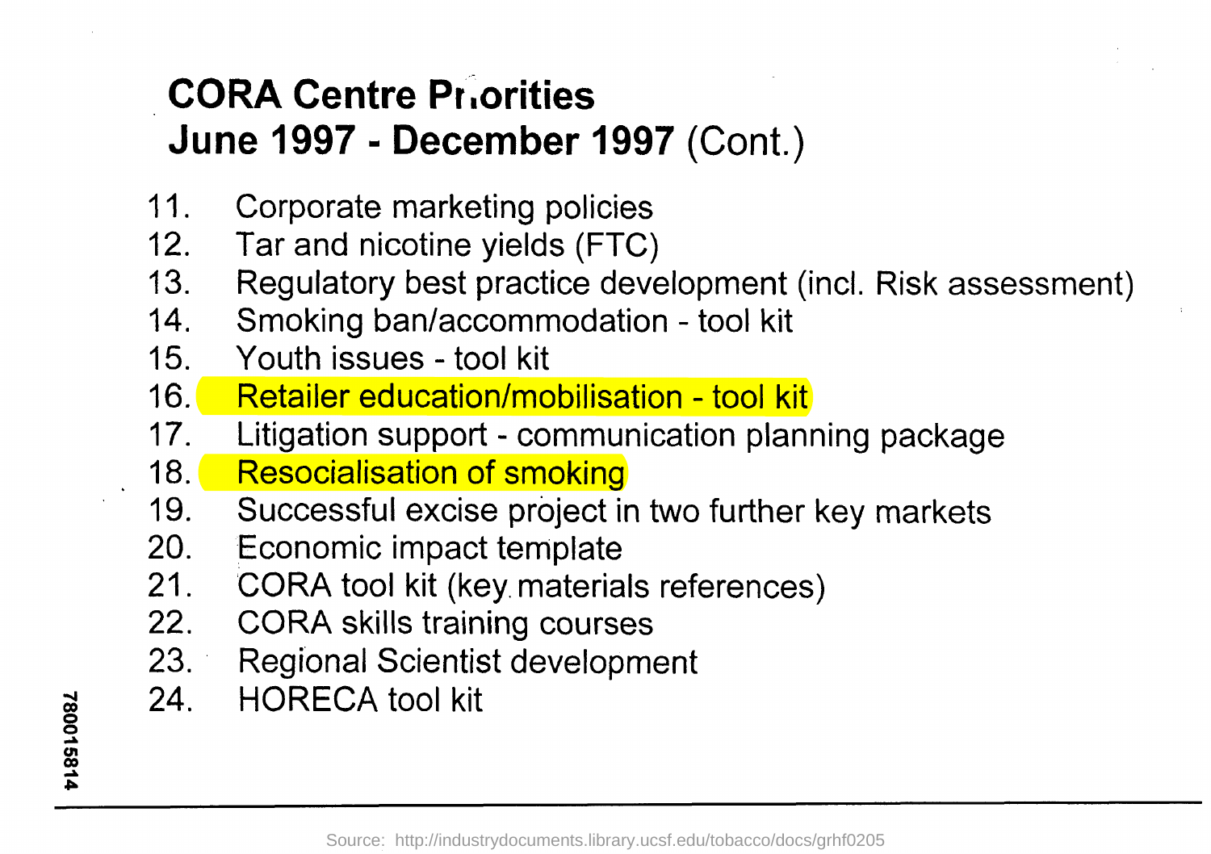# CORA Centre Priorities
## June 1997 - December 1997 (Cont.)

11. Corporate marketing policies
12. Tar and nicotine yields (FTC)
13. Regulatory best practice development (incl. Risk assessment)
14. Smoking ban/accommodation - tool kit
15. Youth issues - tool kit
16. Retailer education/mobilisation - tool kit
17. Litigation support - communication planning package
18. Resocialisation of smoking
19. Successful excise project in two further key markets
20. Economic impact template
21. CORA tool kit (key materials references)
22. CORA skills training courses
23. Regional Scientist development
24. HORECA tool kit

780015814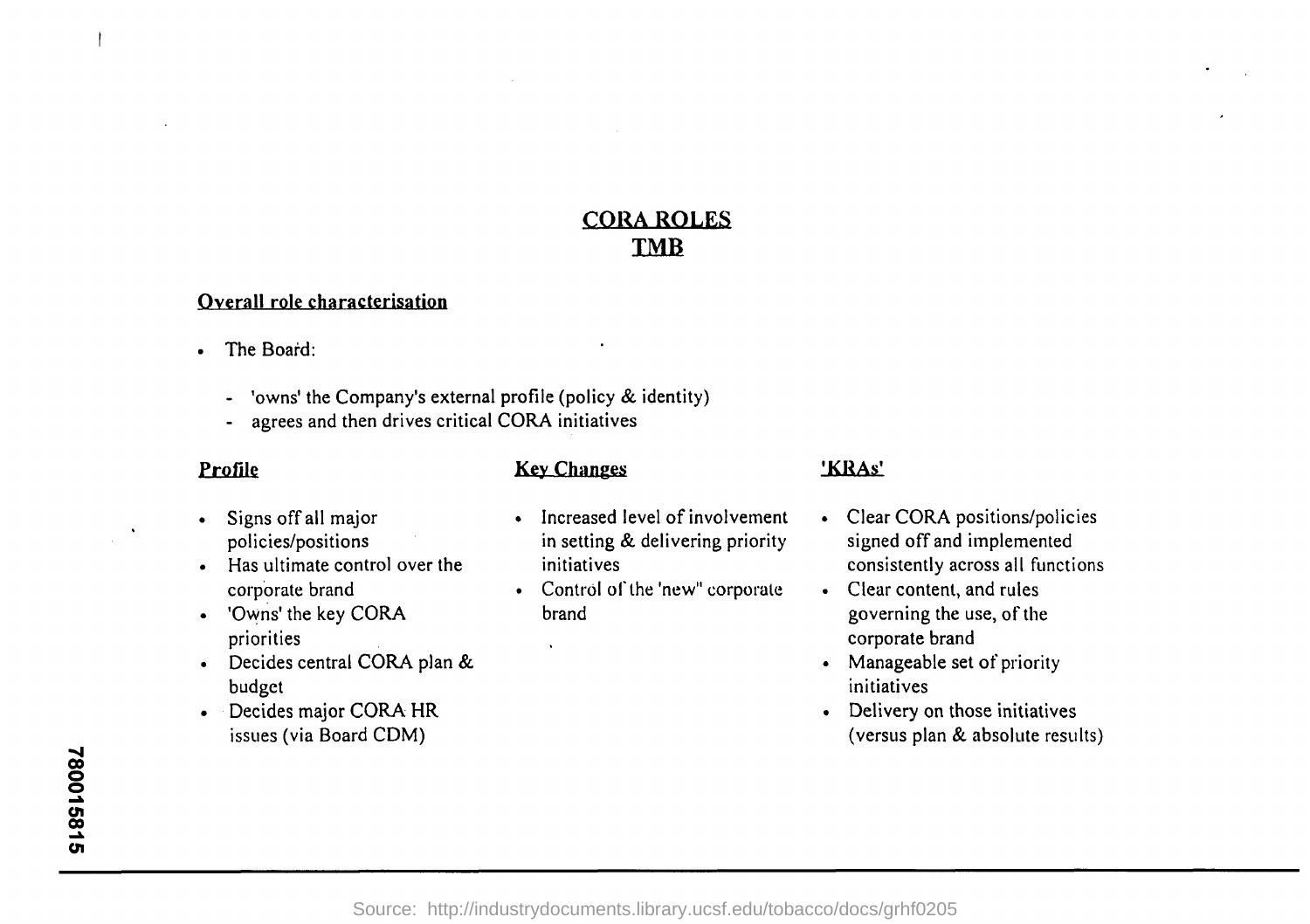# CORA ROLES
# TMB

## Overall role characterisation

- The Board:
  - 'owns' the Company's external profile (policy & identity)
  - agrees and then drives critical CORA initiatives

### Profile

- Signs off all major policies/positions
- Has ultimate control over the corporate brand
- 'Owns' the key CORA priorities
- Decides central CORA plan & budget
- Decides major CORA HR issues (via Board CDM)

### Key Changes

- Increased level of involvement in setting & delivering priority initiatives
- Control of the 'new" corporate brand

### 'KRAs'

- Clear CORA positions/policies signed off and implemented consistently across all functions
- Clear content, and rules governing the use, of the corporate brand
- Manageable set of priority initiatives
- Delivery on those initiatives (versus plan & absolute results)

780015815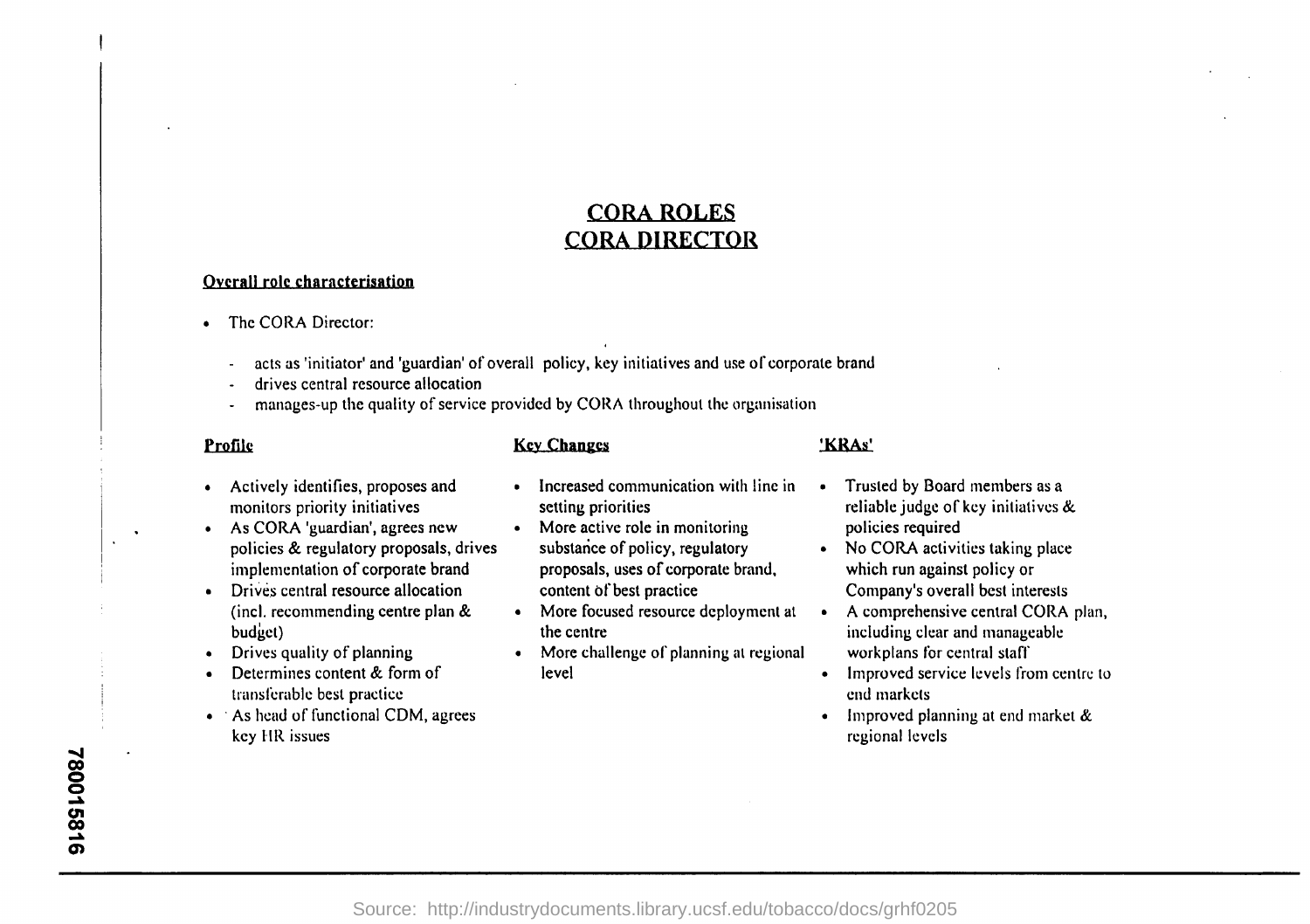# CORA ROLES
# CORA DIRECTOR

## Overall role characterisation

- The CORA Director:
  - acts as 'initiator' and 'guardian' of overall policy, key initiatives and use of corporate brand
  - drives central resource allocation
  - manages-up the quality of service provided by CORA throughout the organisation

### Profile

- Actively identifies, proposes and monitors priority initiatives
- As CORA 'guardian', agrees new policies & regulatory proposals, drives implementation of corporate brand
- Drives central resource allocation (incl. recommending centre plan & budget)
- Drives quality of planning
- Determines content & form of transferable best practice
- As head of functional CDM, agrees key HR issues

### Key Changes

- Increased communication with line in setting priorities
- More active role in monitoring substance of policy, regulatory proposals, uses of corporate brand, content of best practice
- More focused resource deployment at the centre
- More challenge of planning at regional level

### 'KRAs'

- Trusted by Board members as a reliable judge of key initiatives & policies required
- No CORA activities taking place which run against policy or Company's overall best interests
- A comprehensive central CORA plan, including clear and manageable workplans for central staff
- Improved service levels from centre to end markets
- Improved planning at end market & regional levels

780015816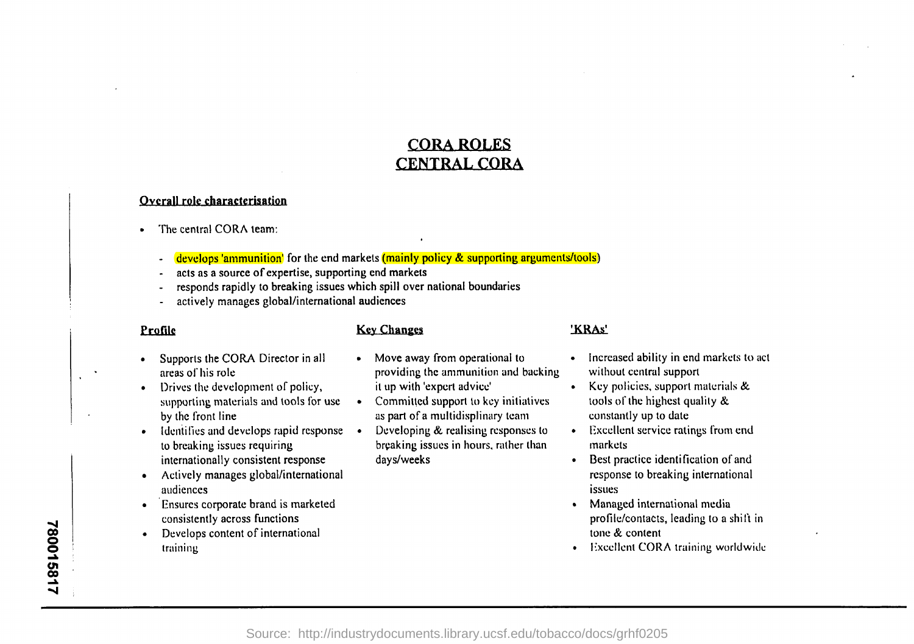# CORA ROLES
# CENTRAL CORA

## Overall role characterisation

- The central CORA team:
  - develops 'ammunition' for the end markets (mainly policy & supporting arguments/tools)
  - acts as a source of expertise, supporting end markets
  - responds rapidly to breaking issues which spill over national boundaries
  - actively manages global/international audiences

### Profile

- Supports the CORA Director in all areas of his role
- Drives the development of policy, supporting materials and tools for use by the front line
- Identifies and develops rapid response to breaking issues requiring internationally consistent response
- Actively manages global/international audiences
- Ensures corporate brand is marketed consistently across functions
- Develops content of international training

### Key Changes

- Move away from operational to providing the ammunition and backing it up with 'expert advice'
- Committed support to key initiatives as part of a multidisplinary team
- Developing & realising responses to breaking issues in hours, rather than days/weeks

### 'KRAs'

- Increased ability in end markets to act without central support
- Key policies, support materials & tools of the highest quality & constantly up to date
- Excellent service ratings from end markets
- Best practice identification of and response to breaking international issues
- Managed international media profile/contacts, leading to a shift in tone & content
- Excellent CORA training worldwide

780015817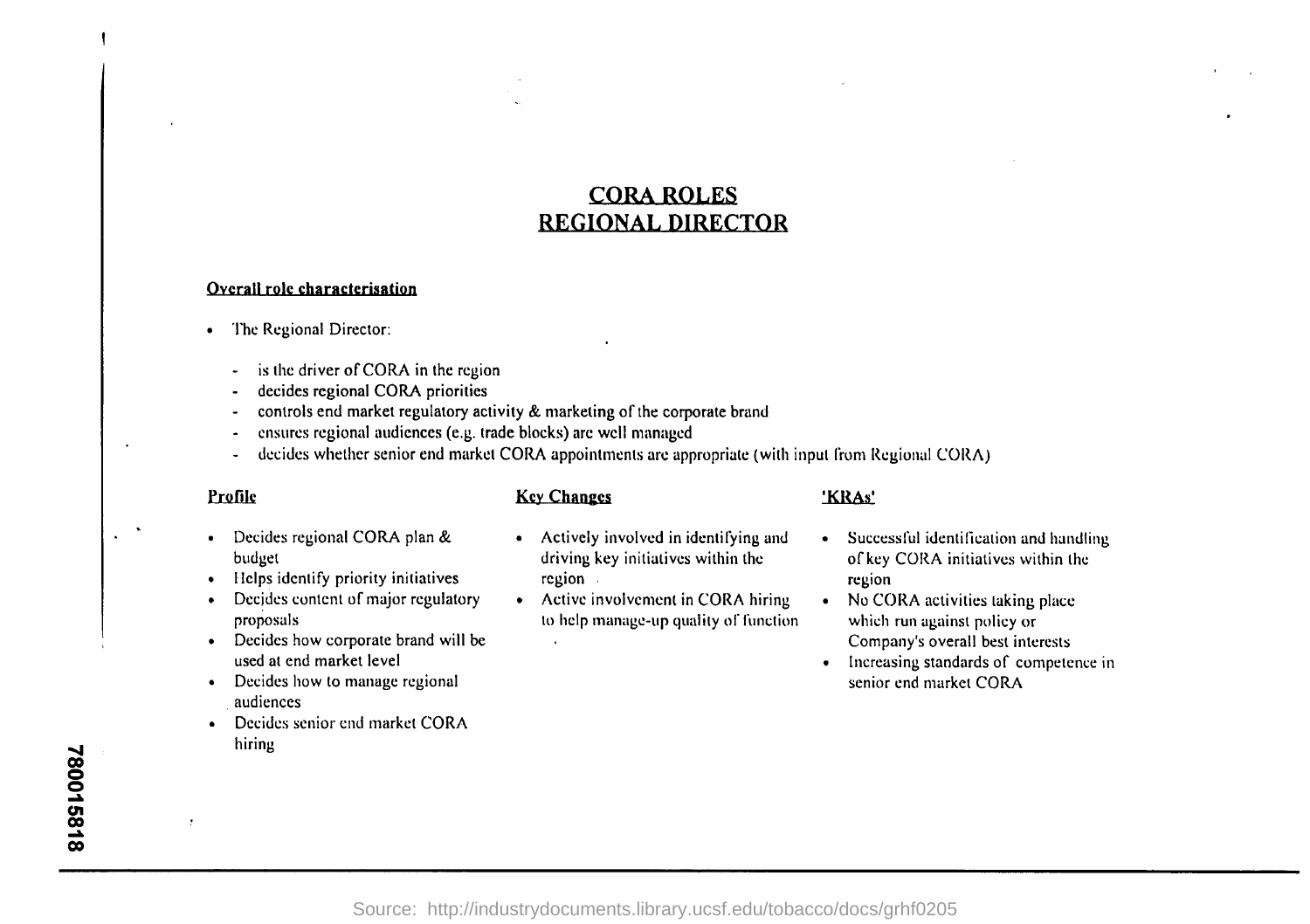# CORA ROLES
# REGIONAL DIRECTOR

## Overall role characterisation

- The Regional Director:
  - is the driver of CORA in the region
  - decides regional CORA priorities
  - controls end market regulatory activity & marketing of the corporate brand
  - ensures regional audiences (e.g. trade blocks) are well managed
  - decides whether senior end market CORA appointments are appropriate (with input from Regional CORA)

## Profile

- Decides regional CORA plan & budget
- Helps identify priority initiatives
- Decides content of major regulatory proposals
- Decides how corporate brand will be used at end market level
- Decides how to manage regional audiences
- Decides senior end market CORA hiring

## Key Changes

- Actively involved in identifying and driving key initiatives within the region
- Active involvement in CORA hiring to help manage-up quality of function

## 'KRAs'

- Successful identification and handling of key CORA initiatives within the region
- No CORA activities taking place which run against policy or Company's overall best interests
- Increasing standards of competence in senior end market CORA

780015818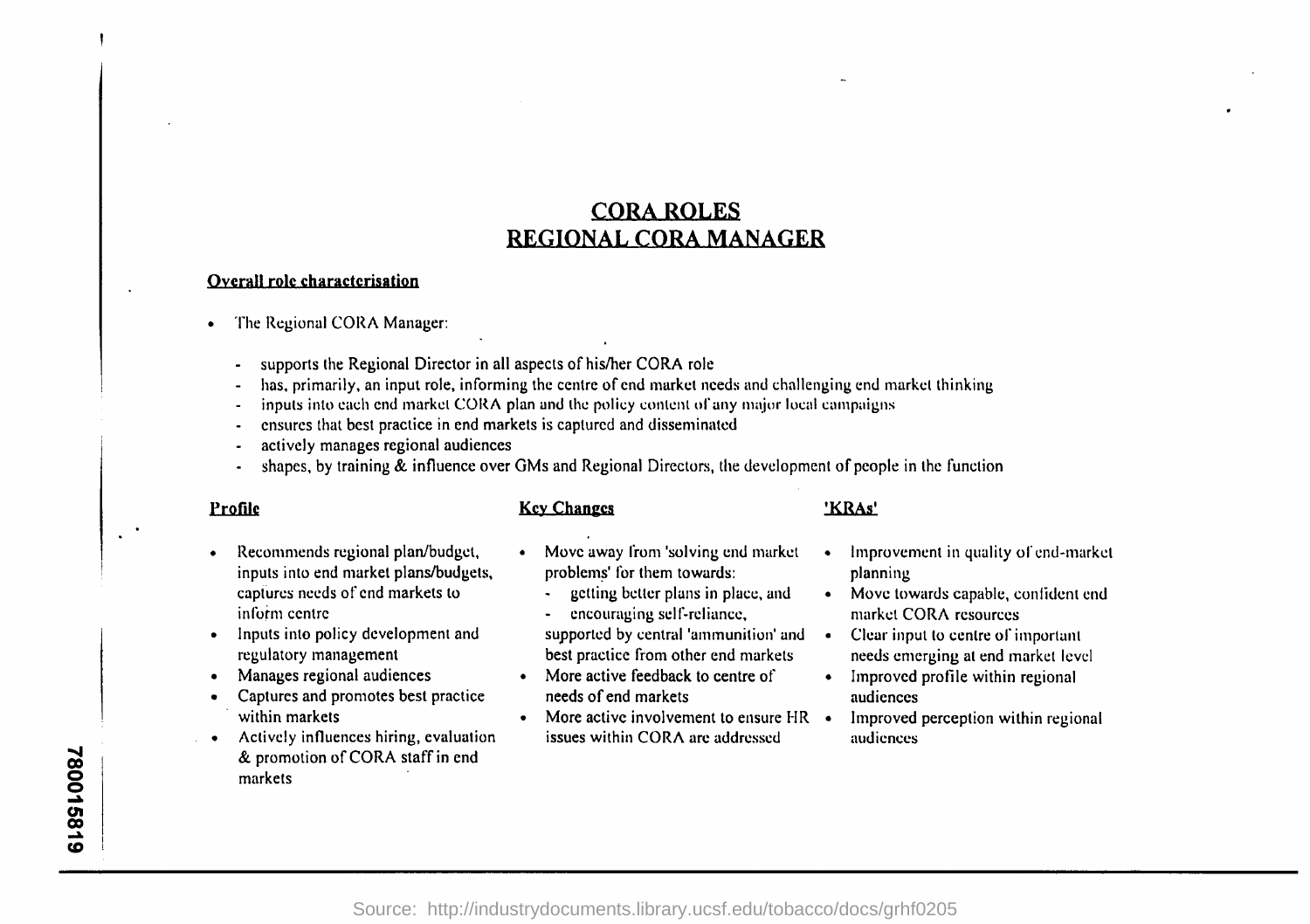# CORA ROLES
# REGIONAL CORA MANAGER

## Overall role characterisation

- The Regional CORA Manager:
  - supports the Regional Director in all aspects of his/her CORA role
  - has, primarily, an input role, informing the centre of end market needs and challenging end market thinking
  - inputs into each end market CORA plan and the policy content of any major local campaigns
  - ensures that best practice in end markets is captured and disseminated
  - actively manages regional audiences
  - shapes, by training & influence over GMs and Regional Directors, the development of people in the function

## Profile

- Recommends regional plan/budget, inputs into end market plans/budgets, captures needs of end markets to inform centre
- Inputs into policy development and regulatory management
- Manages regional audiences
- Captures and promotes best practice within markets
- Actively influences hiring, evaluation & promotion of CORA staff in end markets

## Key Changes

- Move away from 'solving end market problems' for them towards:
  - getting better plans in place, and
  - encouraging self-reliance,

  supported by central 'ammunition' and best practice from other end markets
- More active feedback to centre of needs of end markets
- More active involvement to ensure HR issues within CORA are addressed

## 'KRAs'

- Improvement in quality of end-market planning
- Move towards capable, confident end market CORA resources
- Clear input to centre of important needs emerging at end market level
- Improved profile within regional audiences
- Improved perception within regional audiences

780015819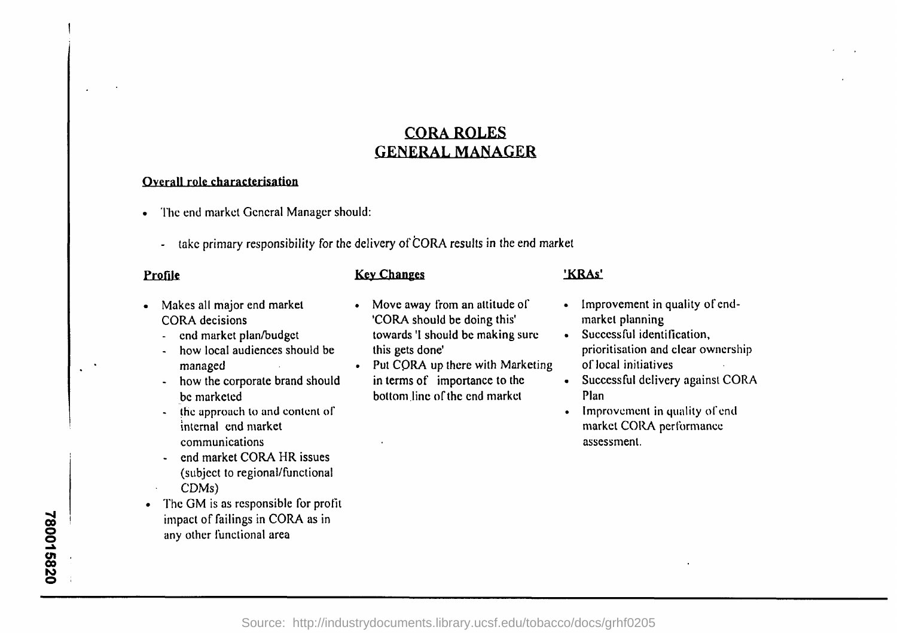# CORA ROLES
# GENERAL MANAGER

**Overall role characterisation**

- The end market General Manager should:
  - take primary responsibility for the delivery of CORA results in the end market

**Profile**

- Makes all major end market CORA decisions
  - end market plan/budget
  - how local audiences should be managed
  - how the corporate brand should be marketed
  - the approach to and content of internal end market communications
  - end market CORA HR issues (subject to regional/functional CDMs)
- The GM is as responsible for profit impact of failings in CORA as in any other functional area

**Key Changes**

- Move away from an attitude of 'CORA should be doing this' towards 'I should be making sure this gets done'
- Put CORA up there with Marketing in terms of importance to the bottom line of the end market

**'KRAs'**

- Improvement in quality of end-market planning
- Successful identification, prioritisation and clear ownership of local initiatives
- Successful delivery against CORA Plan
- Improvement in quality of end market CORA performance assessment.

780015820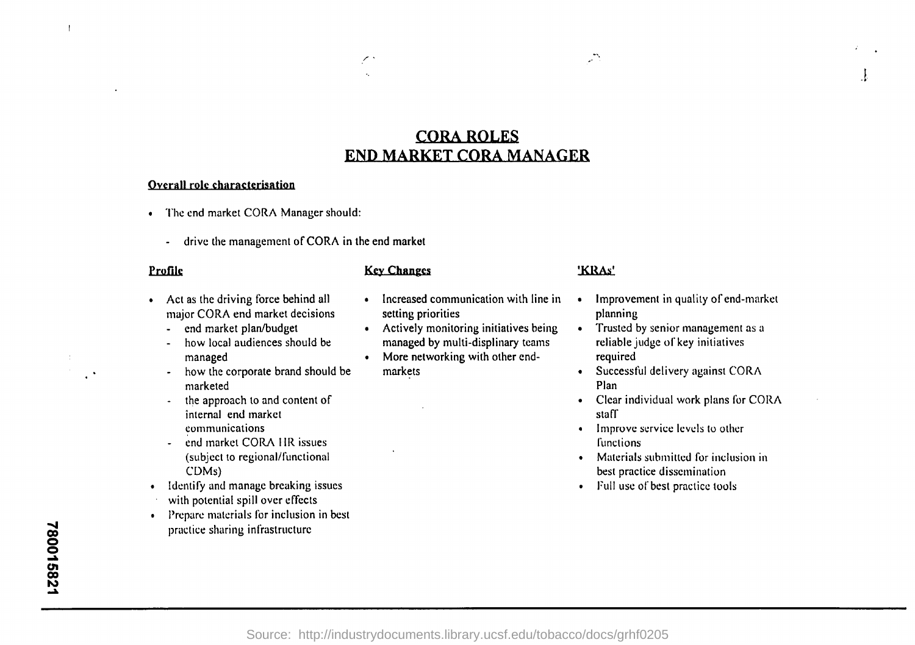# CORA ROLES
# END MARKET CORA MANAGER

**Overall role characterisation**

- The end market CORA Manager should:
  - drive the management of CORA in the end market

**Profile**

- Act as the driving force behind all major CORA end market decisions
  - end market plan/budget
  - how local audiences should be managed
  - how the corporate brand should be marketed
  - the approach to and content of internal end market communications
  - end market CORA HR issues (subject to regional/functional CDMs)
- Identify and manage breaking issues with potential spill over effects
- Prepare materials for inclusion in best practice sharing infrastructure

**Key Changes**

- Increased communication with line in setting priorities
- Actively monitoring initiatives being managed by multi-displinary teams
- More networking with other end-markets

**'KRAs'**

- Improvement in quality of end-market planning
- Trusted by senior management as a reliable judge of key initiatives required
- Successful delivery against CORA Plan
- Clear individual work plans for CORA staff
- Improve service levels to other functions
- Materials submitted for inclusion in best practice dissemination
- Full use of best practice tools

780015821